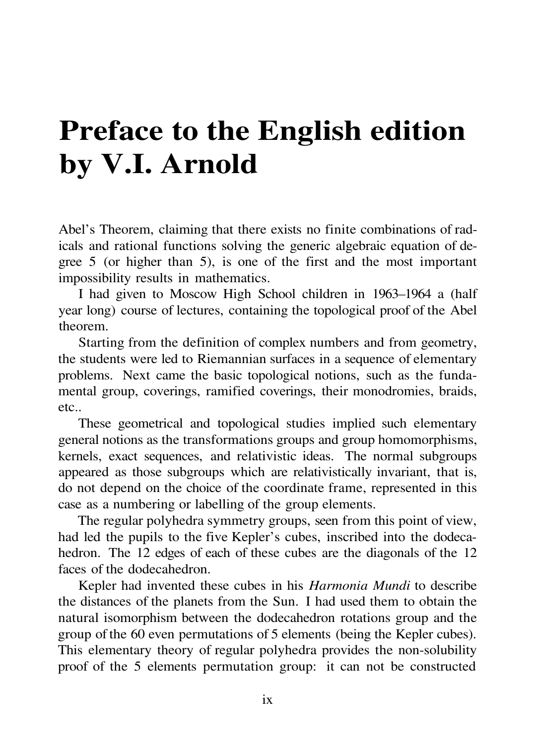# Preface to the English edition by V.I. Arnold

Abel's Theorem, claiming that there exists no finite combinations of radicals and rational functions solving the generic algebraic equation of degree 5 (or higher than 5), is one of the first and the most important impossibility results in mathematics.

I had given to Moscow High School children in 1963–1964 a (half year long) course of lectures, containing the topological proof of the Abel theorem.

Starting from the definition of complex numbers and from geometry, the students were led to Riemannian surfaces in a sequence of elementary problems. Next came the basic topological notions, such as the fundamental group, coverings, ramified coverings, their monodromies, braids, etc..

These geometrical and topological studies implied such elementary general notions as the transformations groups and group homomorphisms, kernels, exact sequences, and relativistic ideas. The normal subgroups appeared as those subgroups which are relativistically invariant, that is, do not depend on the choice of the coordinate frame, represented in this case as a numbering or labelling of the group elements.

The regular polyhedra symmetry groups, seen from this point of view, had led the pupils to the five Kepler's cubes, inscribed into the dodecahedron. The 12 edges of each of these cubes are the diagonals of the 12 faces of the dodecahedron.

Kepler had invented these cubes in his *Harmonia Mundi* to describe the distances of the planets from the Sun. I had used them to obtain the natural isomorphism between the dodecahedron rotations group and the group of the 60 even permutations of 5 elements (being the Kepler cubes). This elementary theory of regular polyhedra provides the non-solubility proof of the 5 elements permutation group: it can not be constructed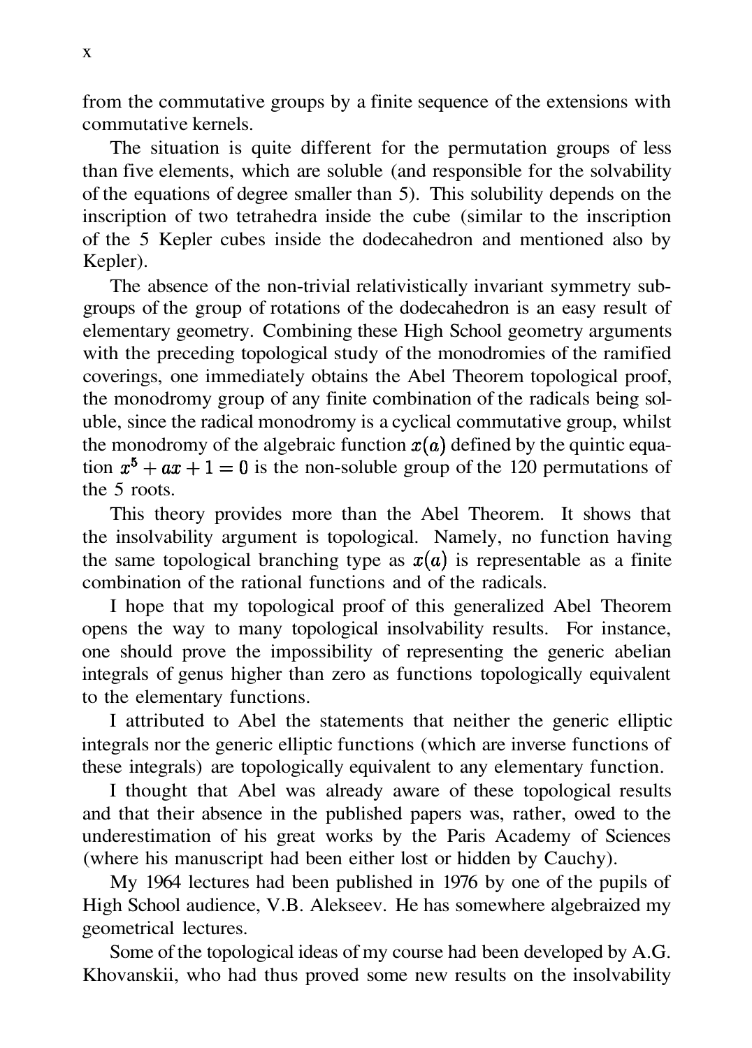from the commutative groups by a finite sequence of the extensions with commutative kernels.

The situation is quite different for the permutation groups of less than five elements, which are soluble (and responsible for the solvability of the equations of degree smaller than 5). This solubility depends on the inscription of two tetrahedra inside the cube (similar to the inscription of the 5 Kepler cubes inside the dodecahedron and mentioned also by Kepler).

The absence of the non-trivial relativistically invariant symmetry subgroups of the group of rotations of the dodecahedron is an easy result of elementary geometry. Combining these High School geometry arguments with the preceding topological study of the monodromies of the ramified coverings, one immediately obtains the Abel Theorem topological proof, the monodromy group of any finite combination of the radicals being soluble, since the radical monodromy is a cyclical commutative group, whilst the monodromy of the algebraic function $x(a)$ defined by the quintic equation $x^5 + ax + 1 = 0$ is the non-soluble group of the 120 permutations of the 5 roots.

This theory provides more than the Abel Theorem. It shows that the insolvability argument is topological. Namely, no function having the same topological branching type as $x(a)$ is representable as a finite combination of the rational functions and of the radicals.

I hope that my topological proof of this generalized Abel Theorem opens the way to many topological insolvability results. For instance, one should prove the impossibility of representing the generic abelian integrals of genus higher than zero as functions topologically equivalent to the elementary functions.

I attributed to Abel the statements that neither the generic elliptic integrals nor the generic elliptic functions (which are inverse functions of these integrals) are topologically equivalent to any elementary function.

I thought that Abel was already aware of these topological results and that their absence in the published papers was, rather, owed to the underestimation of his great works by the Paris Academy of Sciences (where his manuscript had been either lost or hidden by Cauchy).

My 1964 lectures had been published in 1976 by one of the pupils of High School audience, V.B. Alekseev. He has somewhere algebraized my geometrical lectures.

Some of the topological ideas of my course had been developed by A.G. Khovanskii, who had thus proved some new results on the insolvability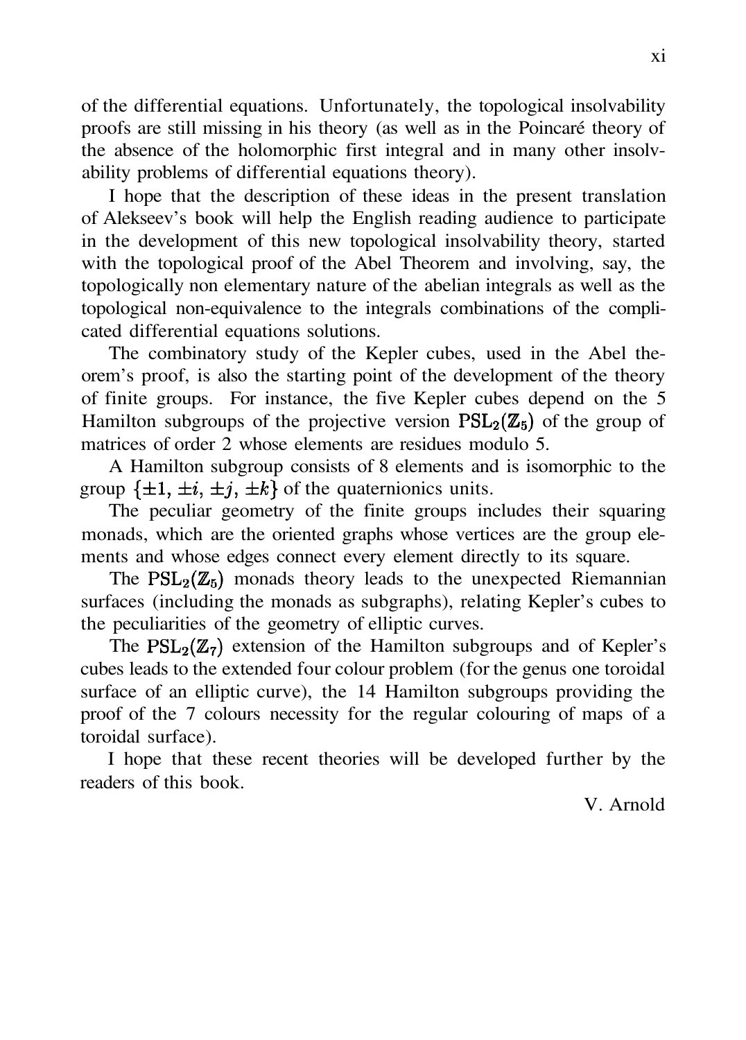of the differential equations. Unfortunately, the topological insolvability proofs are still missing in his theory (as well as in the Poincaré theory of the absence of the holomorphic first integral and in many other insolvability problems of differential equations theory).

I hope that the description of these ideas in the present translation of Alekseev's book will help the English reading audience to participate in the development of this new topological insolvability theory, started with the topological proof of the Abel Theorem and involving, say, the topologically non elementary nature of the abelian integrals as well as the topological non-equivalence to the integrals combinations of the complicated differential equations solutions.

The combinatory study of the Kepler cubes, used in the Abel theorem's proof, is also the starting point of the development of the theory of finite groups. For instance, the five Kepler cubes depend on the 5 Hamilton subgroups of the projective version $\mathrm{PSL}_2(\mathbb{Z}_5)$ of the group of matrices of order 2 whose elements are residues modulo 5.

A Hamilton subgroup consists of 8 elements and is isomorphic to the group $\{\pm 1, \pm i, \pm j, \pm k\}$ of the quaternionics units.

The peculiar geometry of the finite groups includes their squaring monads, which are the oriented graphs whose vertices are the group elements and whose edges connect every element directly to its square.

The $\mathrm{PSL}_2(\mathbb{Z}_5)$ monads theory leads to the unexpected Riemannian surfaces (including the monads as subgraphs), relating Kepler's cubes to the peculiarities of the geometry of elliptic curves.

The $\mathrm{PSL}_2(\mathbb{Z}_7)$ extension of the Hamilton subgroups and of Kepler's cubes leads to the extended four colour problem (for the genus one toroidal surface of an elliptic curve), the 14 Hamilton subgroups providing the proof of the 7 colours necessity for the regular colouring of maps of a toroidal surface).

I hope that these recent theories will be developed further by the readers of this book.

V. Arnold